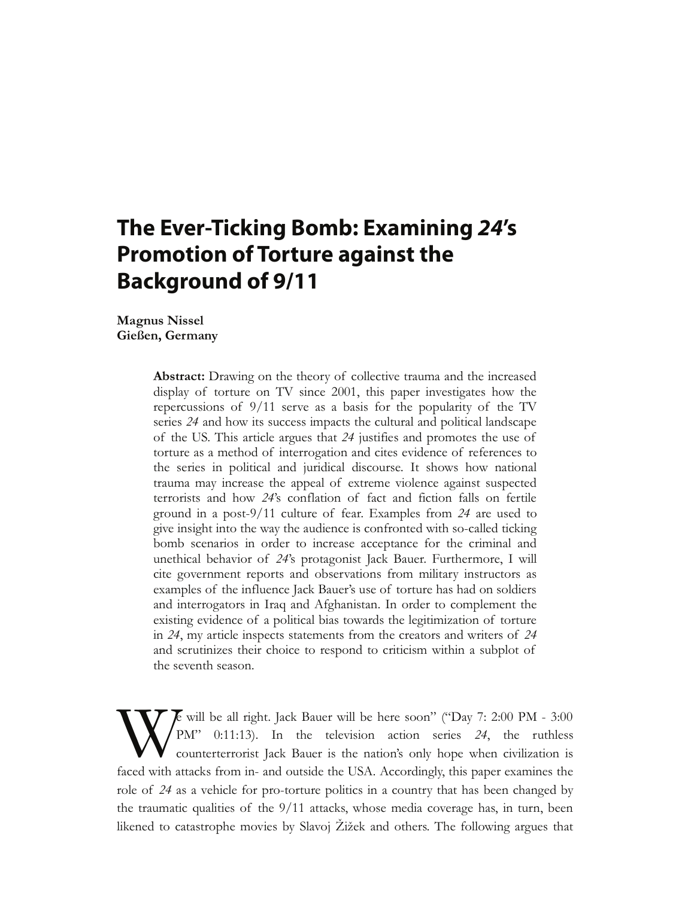# The Ever-Ticking Bomb: Examining *24*'s Promotion of Torture against the Background of 9/11

**Magnus Nissel**
**Gießen, Germany**

**Abstract:** Drawing on the theory of collective trauma and the increased display of torture on TV since 2001, this paper investigates how the repercussions of 9/11 serve as a basis for the popularity of the TV series *24* and how its success impacts the cultural and political landscape of the US. This article argues that *24* justifies and promotes the use of torture as a method of interrogation and cites evidence of references to the series in political and juridical discourse. It shows how national trauma may increase the appeal of extreme violence against suspected terrorists and how *24*'s conflation of fact and fiction falls on fertile ground in a post-9/11 culture of fear. Examples from *24* are used to give insight into the way the audience is confronted with so-called ticking bomb scenarios in order to increase acceptance for the criminal and unethical behavior of *24*'s protagonist Jack Bauer. Furthermore, I will cite government reports and observations from military instructors as examples of the influence Jack Bauer's use of torture has had on soldiers and interrogators in Iraq and Afghanistan. In order to complement the existing evidence of a political bias towards the legitimization of torture in *24*, my article inspects statements from the creators and writers of *24* and scrutinizes their choice to respond to criticism within a subplot of the seventh season.

We will be all right. Jack Bauer will be here soon" ("Day 7: 2:00 PM - 3:00 PM" 0:11:13). In the television action series *24*, the ruthless counterterrorist Jack Bauer is the nation's only hope when civilization is faced with attacks from in- and outside the USA. Accordingly, this paper examines the role of *24* as a vehicle for pro-torture politics in a country that has been changed by the traumatic qualities of the 9/11 attacks, whose media coverage has, in turn, been likened to catastrophe movies by Slavoj Žižek and others. The following argues that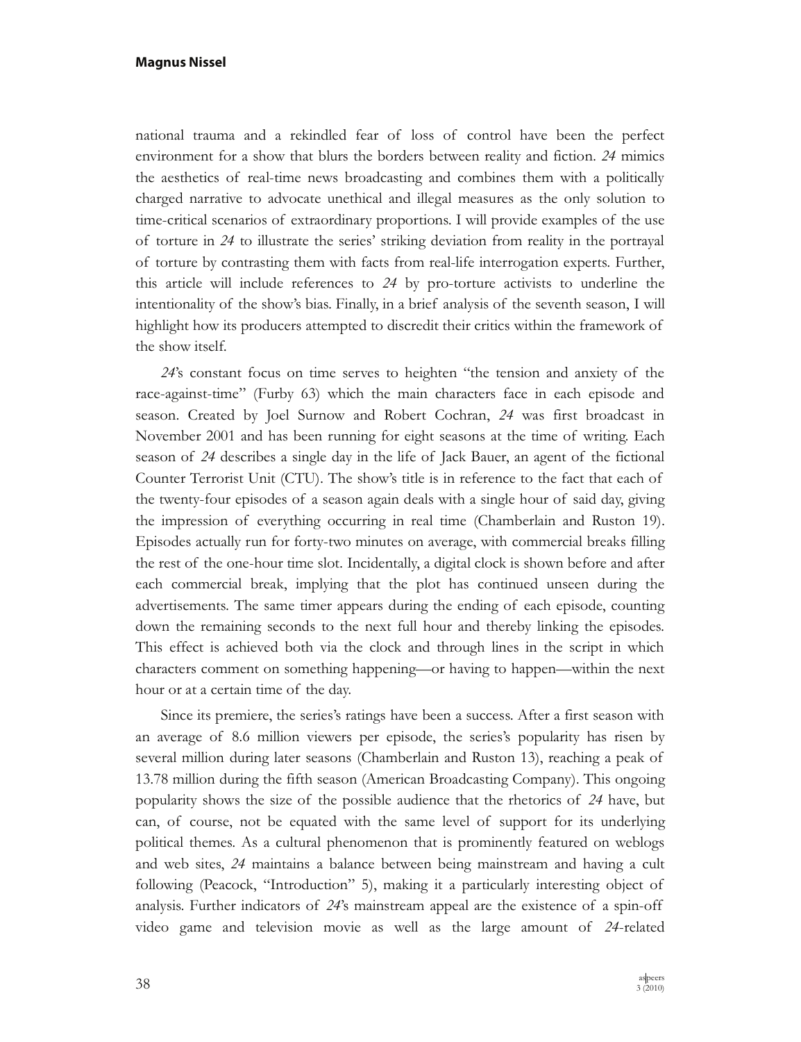national trauma and a rekindled fear of loss of control have been the perfect environment for a show that blurs the borders between reality and fiction. *24* mimics the aesthetics of real-time news broadcasting and combines them with a politically charged narrative to advocate unethical and illegal measures as the only solution to time-critical scenarios of extraordinary proportions. I will provide examples of the use of torture in *24* to illustrate the series' striking deviation from reality in the portrayal of torture by contrasting them with facts from real-life interrogation experts. Further, this article will include references to *24* by pro-torture activists to underline the intentionality of the show's bias. Finally, in a brief analysis of the seventh season, I will highlight how its producers attempted to discredit their critics within the framework of the show itself.

*24*'s constant focus on time serves to heighten "the tension and anxiety of the race-against-time" (Furby 63) which the main characters face in each episode and season. Created by Joel Surnow and Robert Cochran, *24* was first broadcast in November 2001 and has been running for eight seasons at the time of writing. Each season of *24* describes a single day in the life of Jack Bauer, an agent of the fictional Counter Terrorist Unit (CTU). The show's title is in reference to the fact that each of the twenty-four episodes of a season again deals with a single hour of said day, giving the impression of everything occurring in real time (Chamberlain and Ruston 19). Episodes actually run for forty-two minutes on average, with commercial breaks filling the rest of the one-hour time slot. Incidentally, a digital clock is shown before and after each commercial break, implying that the plot has continued unseen during the advertisements. The same timer appears during the ending of each episode, counting down the remaining seconds to the next full hour and thereby linking the episodes. This effect is achieved both via the clock and through lines in the script in which characters comment on something happening—or having to happen—within the next hour or at a certain time of the day.

Since its premiere, the series's ratings have been a success. After a first season with an average of 8.6 million viewers per episode, the series's popularity has risen by several million during later seasons (Chamberlain and Ruston 13), reaching a peak of 13.78 million during the fifth season (American Broadcasting Company). This ongoing popularity shows the size of the possible audience that the rhetorics of *24* have, but can, of course, not be equated with the same level of support for its underlying political themes. As a cultural phenomenon that is prominently featured on weblogs and web sites, *24* maintains a balance between being mainstream and having a cult following (Peacock, "Introduction" 5), making it a particularly interesting object of analysis. Further indicators of *24*'s mainstream appeal are the existence of a spin-off video game and television movie as well as the large amount of *24*-related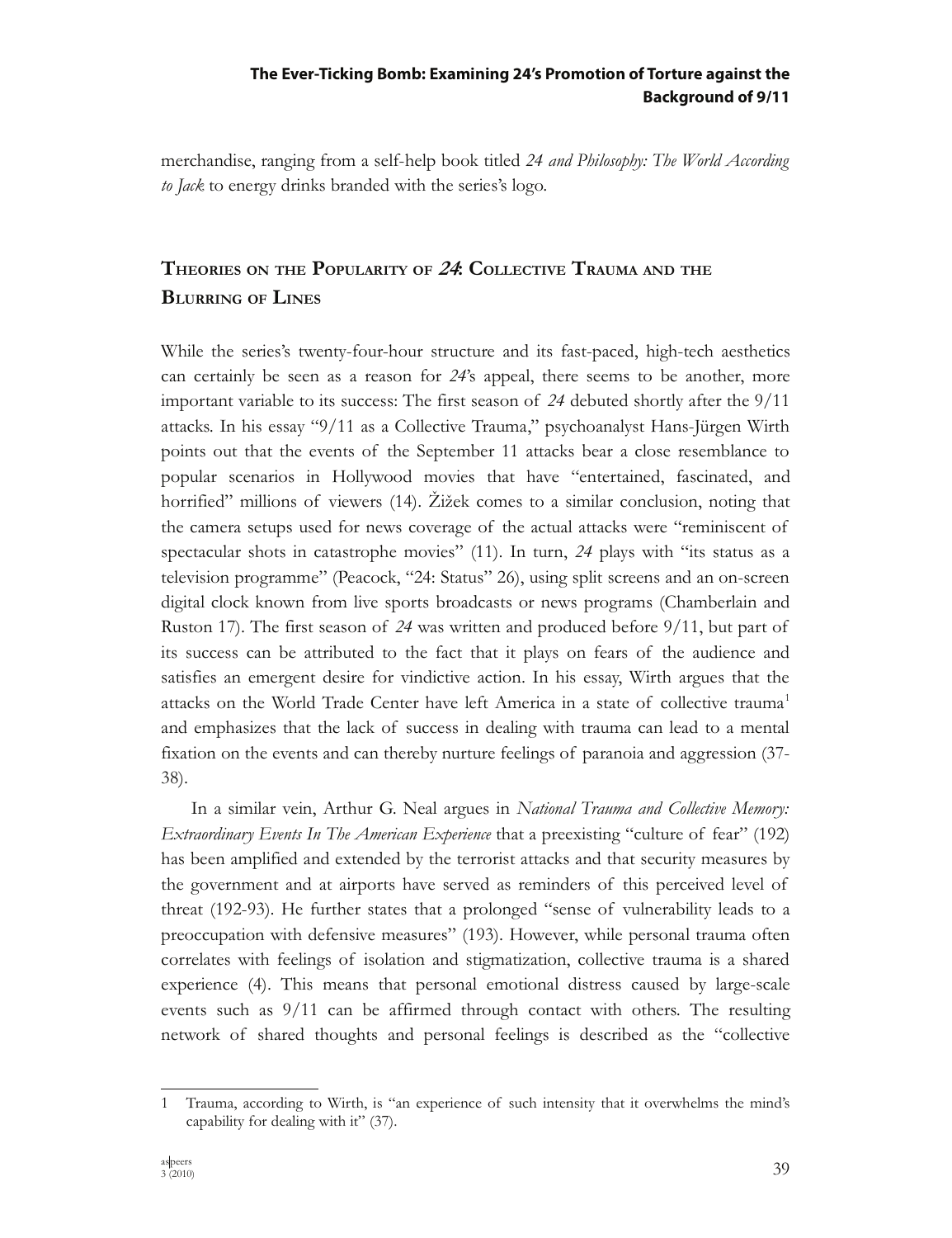merchandise, ranging from a self-help book titled *24 and Philosophy: The World According to Jack* to energy drinks branded with the series's logo.

## Theories on the Popularity of *24*: Collective Trauma and the Blurring of Lines

While the series's twenty-four-hour structure and its fast-paced, high-tech aesthetics can certainly be seen as a reason for *24*'s appeal, there seems to be another, more important variable to its success: The first season of *24* debuted shortly after the 9/11 attacks. In his essay "9/11 as a Collective Trauma," psychoanalyst Hans-Jürgen Wirth points out that the events of the September 11 attacks bear a close resemblance to popular scenarios in Hollywood movies that have "entertained, fascinated, and horrified" millions of viewers (14). Žižek comes to a similar conclusion, noting that the camera setups used for news coverage of the actual attacks were "reminiscent of spectacular shots in catastrophe movies" (11). In turn, *24* plays with "its status as a television programme" (Peacock, "24: Status" 26), using split screens and an on-screen digital clock known from live sports broadcasts or news programs (Chamberlain and Ruston 17). The first season of *24* was written and produced before 9/11, but part of its success can be attributed to the fact that it plays on fears of the audience and satisfies an emergent desire for vindictive action. In his essay, Wirth argues that the attacks on the World Trade Center have left America in a state of collective trauma[1] and emphasizes that the lack of success in dealing with trauma can lead to a mental fixation on the events and can thereby nurture feelings of paranoia and aggression (37-38).

In a similar vein, Arthur G. Neal argues in *National Trauma and Collective Memory: Extraordinary Events In The American Experience* that a preexisting "culture of fear" (192) has been amplified and extended by the terrorist attacks and that security measures by the government and at airports have served as reminders of this perceived level of threat (192-93). He further states that a prolonged "sense of vulnerability leads to a preoccupation with defensive measures" (193). However, while personal trauma often correlates with feelings of isolation and stigmatization, collective trauma is a shared experience (4). This means that personal emotional distress caused by large-scale events such as 9/11 can be affirmed through contact with others. The resulting network of shared thoughts and personal feelings is described as the "collective

---

1 Trauma, according to Wirth, is "an experience of such intensity that it overwhelms the mind's capability for dealing with it" (37).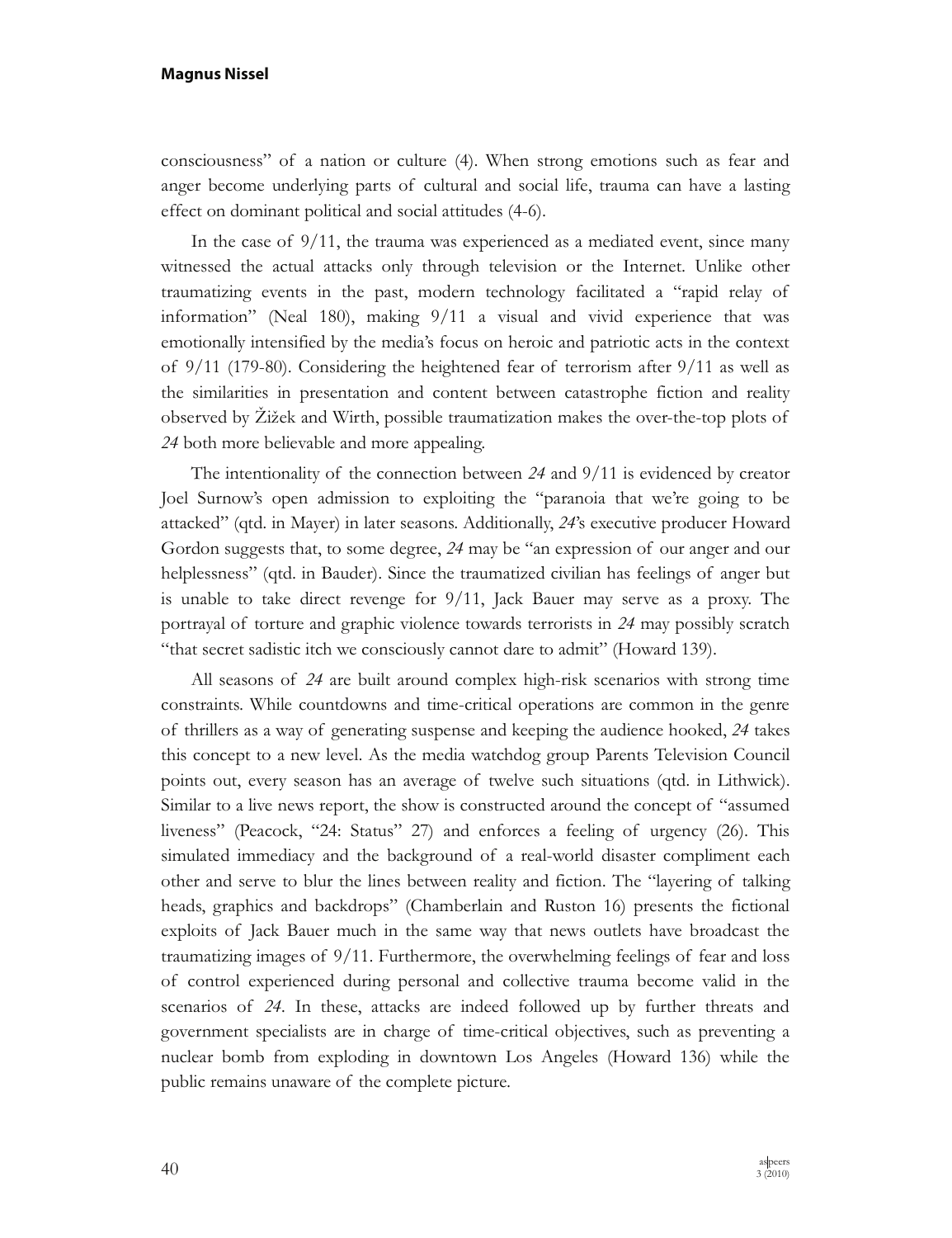consciousness" of a nation or culture (4). When strong emotions such as fear and anger become underlying parts of cultural and social life, trauma can have a lasting effect on dominant political and social attitudes (4-6).

In the case of 9/11, the trauma was experienced as a mediated event, since many witnessed the actual attacks only through television or the Internet. Unlike other traumatizing events in the past, modern technology facilitated a "rapid relay of information" (Neal 180), making 9/11 a visual and vivid experience that was emotionally intensified by the media's focus on heroic and patriotic acts in the context of 9/11 (179-80). Considering the heightened fear of terrorism after 9/11 as well as the similarities in presentation and content between catastrophe fiction and reality observed by Žižek and Wirth, possible traumatization makes the over-the-top plots of *24* both more believable and more appealing.

The intentionality of the connection between *24* and 9/11 is evidenced by creator Joel Surnow's open admission to exploiting the "paranoia that we're going to be attacked" (qtd. in Mayer) in later seasons. Additionally, *24*'s executive producer Howard Gordon suggests that, to some degree, *24* may be "an expression of our anger and our helplessness" (qtd. in Bauder). Since the traumatized civilian has feelings of anger but is unable to take direct revenge for 9/11, Jack Bauer may serve as a proxy. The portrayal of torture and graphic violence towards terrorists in *24* may possibly scratch "that secret sadistic itch we consciously cannot dare to admit" (Howard 139).

All seasons of *24* are built around complex high-risk scenarios with strong time constraints. While countdowns and time-critical operations are common in the genre of thrillers as a way of generating suspense and keeping the audience hooked, *24* takes this concept to a new level. As the media watchdog group Parents Television Council points out, every season has an average of twelve such situations (qtd. in Lithwick). Similar to a live news report, the show is constructed around the concept of "assumed liveness" (Peacock, "24: Status" 27) and enforces a feeling of urgency (26). This simulated immediacy and the background of a real-world disaster compliment each other and serve to blur the lines between reality and fiction. The "layering of talking heads, graphics and backdrops" (Chamberlain and Ruston 16) presents the fictional exploits of Jack Bauer much in the same way that news outlets have broadcast the traumatizing images of 9/11. Furthermore, the overwhelming feelings of fear and loss of control experienced during personal and collective trauma become valid in the scenarios of *24*. In these, attacks are indeed followed up by further threats and government specialists are in charge of time-critical objectives, such as preventing a nuclear bomb from exploding in downtown Los Angeles (Howard 136) while the public remains unaware of the complete picture.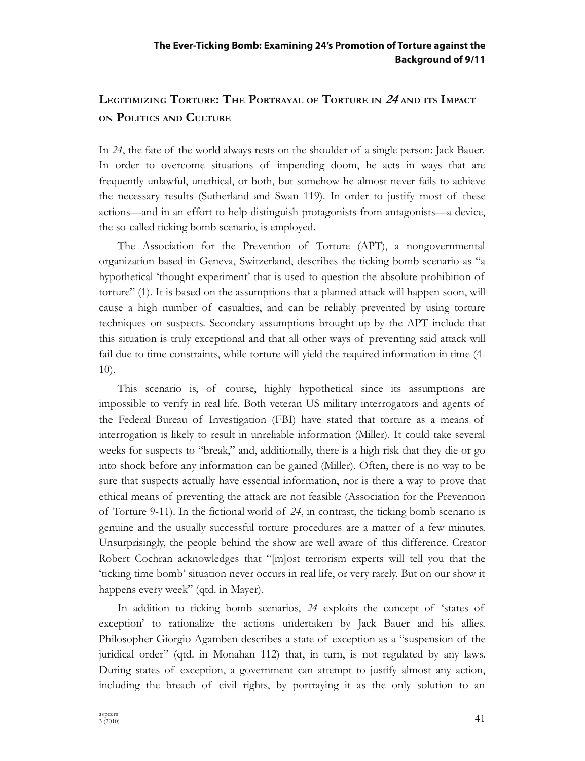## Legitimizing Torture: The Portrayal of Torture in *24* and its Impact on Politics and Culture

In *24*, the fate of the world always rests on the shoulder of a single person: Jack Bauer. In order to overcome situations of impending doom, he acts in ways that are frequently unlawful, unethical, or both, but somehow he almost never fails to achieve the necessary results (Sutherland and Swan 119). In order to justify most of these actions—and in an effort to help distinguish protagonists from antagonists—a device, the so-called ticking bomb scenario, is employed.

The Association for the Prevention of Torture (APT), a nongovernmental organization based in Geneva, Switzerland, describes the ticking bomb scenario as "a hypothetical 'thought experiment' that is used to question the absolute prohibition of torture" (1). It is based on the assumptions that a planned attack will happen soon, will cause a high number of casualties, and can be reliably prevented by using torture techniques on suspects. Secondary assumptions brought up by the APT include that this situation is truly exceptional and that all other ways of preventing said attack will fail due to time constraints, while torture will yield the required information in time (4-10).

This scenario is, of course, highly hypothetical since its assumptions are impossible to verify in real life. Both veteran US military interrogators and agents of the Federal Bureau of Investigation (FBI) have stated that torture as a means of interrogation is likely to result in unreliable information (Miller). It could take several weeks for suspects to "break," and, additionally, there is a high risk that they die or go into shock before any information can be gained (Miller). Often, there is no way to be sure that suspects actually have essential information, nor is there a way to prove that ethical means of preventing the attack are not feasible (Association for the Prevention of Torture 9-11). In the fictional world of *24*, in contrast, the ticking bomb scenario is genuine and the usually successful torture procedures are a matter of a few minutes. Unsurprisingly, the people behind the show are well aware of this difference. Creator Robert Cochran acknowledges that "[m]ost terrorism experts will tell you that the 'ticking time bomb' situation never occurs in real life, or very rarely. But on our show it happens every week" (qtd. in Mayer).

In addition to ticking bomb scenarios, *24* exploits the concept of 'states of exception' to rationalize the actions undertaken by Jack Bauer and his allies. Philosopher Giorgio Agamben describes a state of exception as a "suspension of the juridical order" (qtd. in Monahan 112) that, in turn, is not regulated by any laws. During states of exception, a government can attempt to justify almost any action, including the breach of civil rights, by portraying it as the only solution to an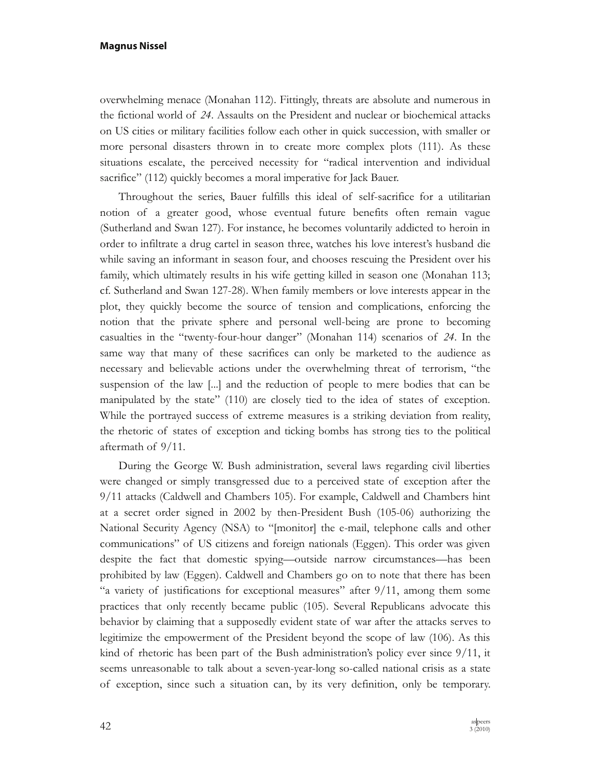overwhelming menace (Monahan 112). Fittingly, threats are absolute and numerous in the fictional world of *24*. Assaults on the President and nuclear or biochemical attacks on US cities or military facilities follow each other in quick succession, with smaller or more personal disasters thrown in to create more complex plots (111). As these situations escalate, the perceived necessity for "radical intervention and individual sacrifice" (112) quickly becomes a moral imperative for Jack Bauer.

Throughout the series, Bauer fulfills this ideal of self-sacrifice for a utilitarian notion of a greater good, whose eventual future benefits often remain vague (Sutherland and Swan 127). For instance, he becomes voluntarily addicted to heroin in order to infiltrate a drug cartel in season three, watches his love interest's husband die while saving an informant in season four, and chooses rescuing the President over his family, which ultimately results in his wife getting killed in season one (Monahan 113; cf. Sutherland and Swan 127-28). When family members or love interests appear in the plot, they quickly become the source of tension and complications, enforcing the notion that the private sphere and personal well-being are prone to becoming casualties in the "twenty-four-hour danger" (Monahan 114) scenarios of *24*. In the same way that many of these sacrifices can only be marketed to the audience as necessary and believable actions under the overwhelming threat of terrorism, "the suspension of the law [...] and the reduction of people to mere bodies that can be manipulated by the state" (110) are closely tied to the idea of states of exception. While the portrayed success of extreme measures is a striking deviation from reality, the rhetoric of states of exception and ticking bombs has strong ties to the political aftermath of 9/11.

During the George W. Bush administration, several laws regarding civil liberties were changed or simply transgressed due to a perceived state of exception after the 9/11 attacks (Caldwell and Chambers 105). For example, Caldwell and Chambers hint at a secret order signed in 2002 by then-President Bush (105-06) authorizing the National Security Agency (NSA) to "[monitor] the e-mail, telephone calls and other communications" of US citizens and foreign nationals (Eggen). This order was given despite the fact that domestic spying—outside narrow circumstances—has been prohibited by law (Eggen). Caldwell and Chambers go on to note that there has been "a variety of justifications for exceptional measures" after 9/11, among them some practices that only recently became public (105). Several Republicans advocate this behavior by claiming that a supposedly evident state of war after the attacks serves to legitimize the empowerment of the President beyond the scope of law (106). As this kind of rhetoric has been part of the Bush administration's policy ever since 9/11, it seems unreasonable to talk about a seven-year-long so-called national crisis as a state of exception, since such a situation can, by its very definition, only be temporary.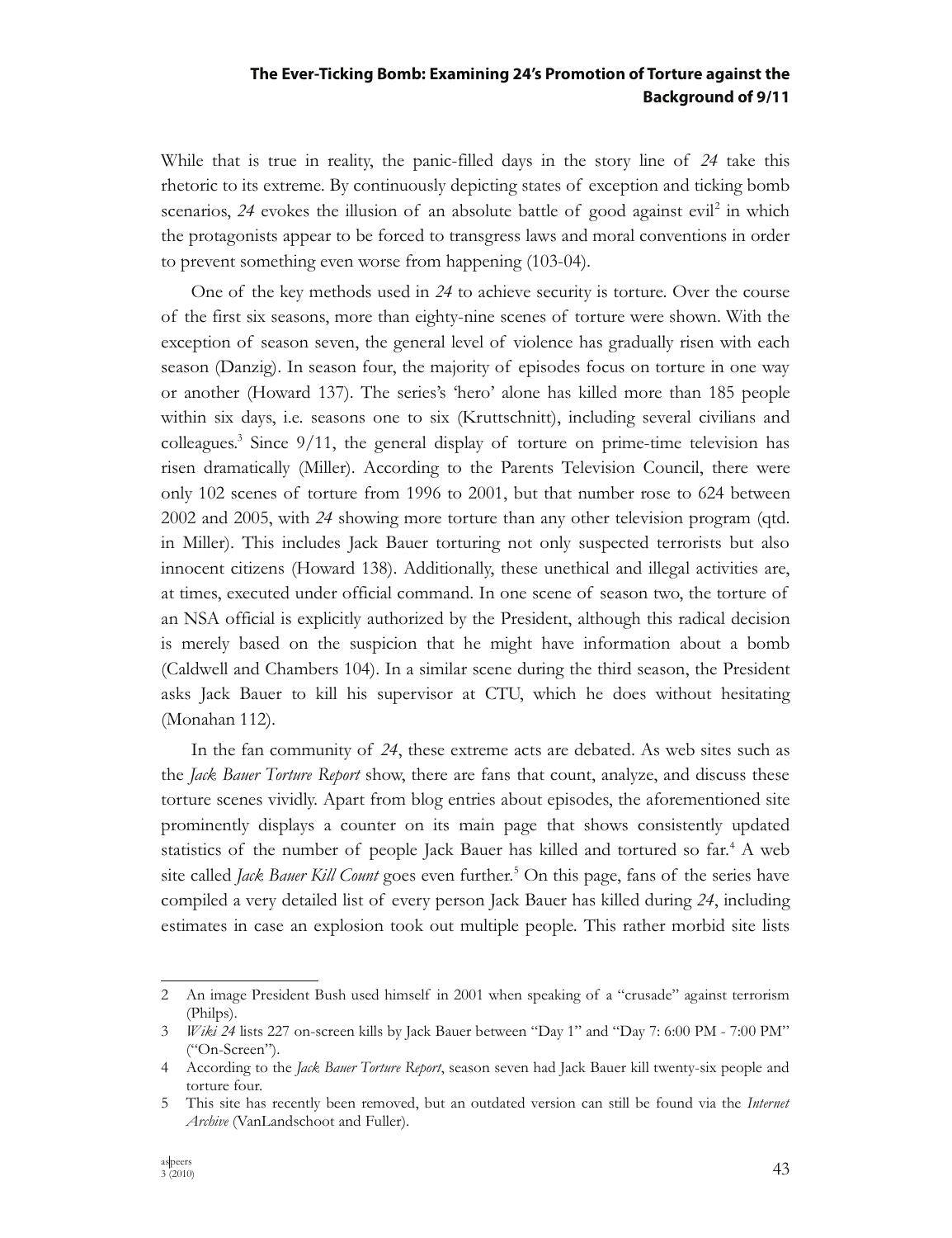While that is true in reality, the panic-filled days in the story line of *24* take this rhetoric to its extreme. By continuously depicting states of exception and ticking bomb scenarios, *24* evokes the illusion of an absolute battle of good against evil[2] in which the protagonists appear to be forced to transgress laws and moral conventions in order to prevent something even worse from happening (103-04).

One of the key methods used in *24* to achieve security is torture. Over the course of the first six seasons, more than eighty-nine scenes of torture were shown. With the exception of season seven, the general level of violence has gradually risen with each season (Danzig). In season four, the majority of episodes focus on torture in one way or another (Howard 137). The series's 'hero' alone has killed more than 185 people within six days, i.e. seasons one to six (Kruttschnitt), including several civilians and colleagues.[3] Since 9/11, the general display of torture on prime-time television has risen dramatically (Miller). According to the Parents Television Council, there were only 102 scenes of torture from 1996 to 2001, but that number rose to 624 between 2002 and 2005, with *24* showing more torture than any other television program (qtd. in Miller). This includes Jack Bauer torturing not only suspected terrorists but also innocent citizens (Howard 138). Additionally, these unethical and illegal activities are, at times, executed under official command. In one scene of season two, the torture of an NSA official is explicitly authorized by the President, although this radical decision is merely based on the suspicion that he might have information about a bomb (Caldwell and Chambers 104). In a similar scene during the third season, the President asks Jack Bauer to kill his supervisor at CTU, which he does without hesitating (Monahan 112).

In the fan community of *24*, these extreme acts are debated. As web sites such as the *Jack Bauer Torture Report* show, there are fans that count, analyze, and discuss these torture scenes vividly. Apart from blog entries about episodes, the aforementioned site prominently displays a counter on its main page that shows consistently updated statistics of the number of people Jack Bauer has killed and tortured so far.[4] A web site called *Jack Bauer Kill Count* goes even further.[5] On this page, fans of the series have compiled a very detailed list of every person Jack Bauer has killed during *24*, including estimates in case an explosion took out multiple people. This rather morbid site lists

---

2 An image President Bush used himself in 2001 when speaking of a "crusade" against terrorism (Philps).

3 *Wiki 24* lists 227 on-screen kills by Jack Bauer between "Day 1" and "Day 7: 6:00 PM - 7:00 PM" ("On-Screen").

4 According to the *Jack Bauer Torture Report*, season seven had Jack Bauer kill twenty-six people and torture four.

5 This site has recently been removed, but an outdated version can still be found via the *Internet Archive* (VanLandschoot and Fuller).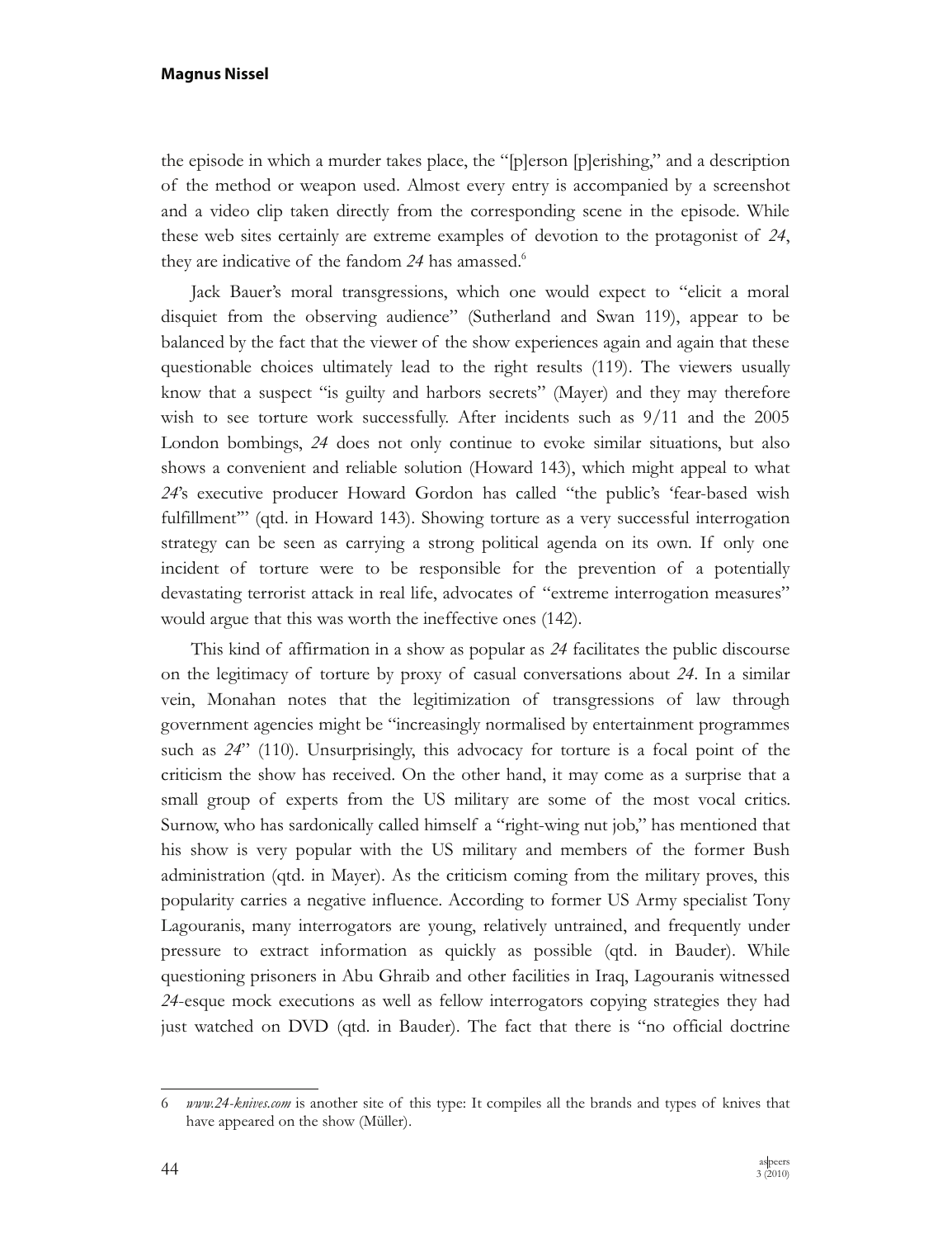the episode in which a murder takes place, the "[p]erson [p]erishing," and a description of the method or weapon used. Almost every entry is accompanied by a screenshot and a video clip taken directly from the corresponding scene in the episode. While these web sites certainly are extreme examples of devotion to the protagonist of *24*, they are indicative of the fandom *24* has amassed.[6]

Jack Bauer's moral transgressions, which one would expect to "elicit a moral disquiet from the observing audience" (Sutherland and Swan 119), appear to be balanced by the fact that the viewer of the show experiences again and again that these questionable choices ultimately lead to the right results (119). The viewers usually know that a suspect "is guilty and harbors secrets" (Mayer) and they may therefore wish to see torture work successfully. After incidents such as 9/11 and the 2005 London bombings, *24* does not only continue to evoke similar situations, but also shows a convenient and reliable solution (Howard 143), which might appeal to what *24*'s executive producer Howard Gordon has called "the public's 'fear-based wish fulfillment'" (qtd. in Howard 143). Showing torture as a very successful interrogation strategy can be seen as carrying a strong political agenda on its own. If only one incident of torture were to be responsible for the prevention of a potentially devastating terrorist attack in real life, advocates of "extreme interrogation measures" would argue that this was worth the ineffective ones (142).

This kind of affirmation in a show as popular as *24* facilitates the public discourse on the legitimacy of torture by proxy of casual conversations about *24*. In a similar vein, Monahan notes that the legitimization of transgressions of law through government agencies might be "increasingly normalised by entertainment programmes such as *24*" (110). Unsurprisingly, this advocacy for torture is a focal point of the criticism the show has received. On the other hand, it may come as a surprise that a small group of experts from the US military are some of the most vocal critics. Surnow, who has sardonically called himself a "right-wing nut job," has mentioned that his show is very popular with the US military and members of the former Bush administration (qtd. in Mayer). As the criticism coming from the military proves, this popularity carries a negative influence. According to former US Army specialist Tony Lagouranis, many interrogators are young, relatively untrained, and frequently under pressure to extract information as quickly as possible (qtd. in Bauder). While questioning prisoners in Abu Ghraib and other facilities in Iraq, Lagouranis witnessed *24*-esque mock executions as well as fellow interrogators copying strategies they had just watched on DVD (qtd. in Bauder). The fact that there is "no official doctrine

6 *www.24-knives.com* is another site of this type: It compiles all the brands and types of knives that have appeared on the show (Müller).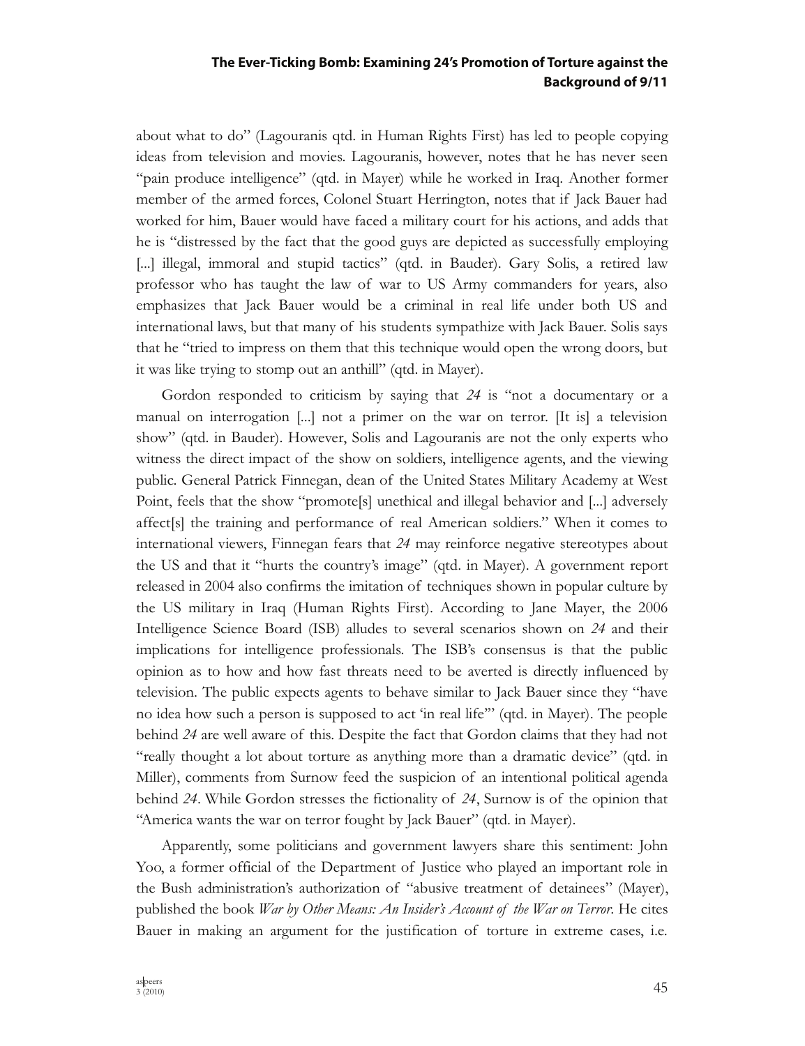about what to do" (Lagouranis qtd. in Human Rights First) has led to people copying ideas from television and movies. Lagouranis, however, notes that he has never seen "pain produce intelligence" (qtd. in Mayer) while he worked in Iraq. Another former member of the armed forces, Colonel Stuart Herrington, notes that if Jack Bauer had worked for him, Bauer would have faced a military court for his actions, and adds that he is "distressed by the fact that the good guys are depicted as successfully employing [...] illegal, immoral and stupid tactics" (qtd. in Bauder). Gary Solis, a retired law professor who has taught the law of war to US Army commanders for years, also emphasizes that Jack Bauer would be a criminal in real life under both US and international laws, but that many of his students sympathize with Jack Bauer. Solis says that he "tried to impress on them that this technique would open the wrong doors, but it was like trying to stomp out an anthill" (qtd. in Mayer).

Gordon responded to criticism by saying that *24* is "not a documentary or a manual on interrogation [...] not a primer on the war on terror. [It is] a television show" (qtd. in Bauder). However, Solis and Lagouranis are not the only experts who witness the direct impact of the show on soldiers, intelligence agents, and the viewing public. General Patrick Finnegan, dean of the United States Military Academy at West Point, feels that the show "promote[s] unethical and illegal behavior and [...] adversely affect[s] the training and performance of real American soldiers." When it comes to international viewers, Finnegan fears that *24* may reinforce negative stereotypes about the US and that it "hurts the country's image" (qtd. in Mayer). A government report released in 2004 also confirms the imitation of techniques shown in popular culture by the US military in Iraq (Human Rights First). According to Jane Mayer, the 2006 Intelligence Science Board (ISB) alludes to several scenarios shown on *24* and their implications for intelligence professionals. The ISB's consensus is that the public opinion as to how and how fast threats need to be averted is directly influenced by television. The public expects agents to behave similar to Jack Bauer since they "have no idea how such a person is supposed to act 'in real life'" (qtd. in Mayer). The people behind *24* are well aware of this. Despite the fact that Gordon claims that they had not "really thought a lot about torture as anything more than a dramatic device" (qtd. in Miller), comments from Surnow feed the suspicion of an intentional political agenda behind *24*. While Gordon stresses the fictionality of *24*, Surnow is of the opinion that "America wants the war on terror fought by Jack Bauer" (qtd. in Mayer).

Apparently, some politicians and government lawyers share this sentiment: John Yoo, a former official of the Department of Justice who played an important role in the Bush administration's authorization of "abusive treatment of detainees" (Mayer), published the book *War by Other Means: An Insider's Account of the War on Terror*. He cites Bauer in making an argument for the justification of torture in extreme cases, i.e.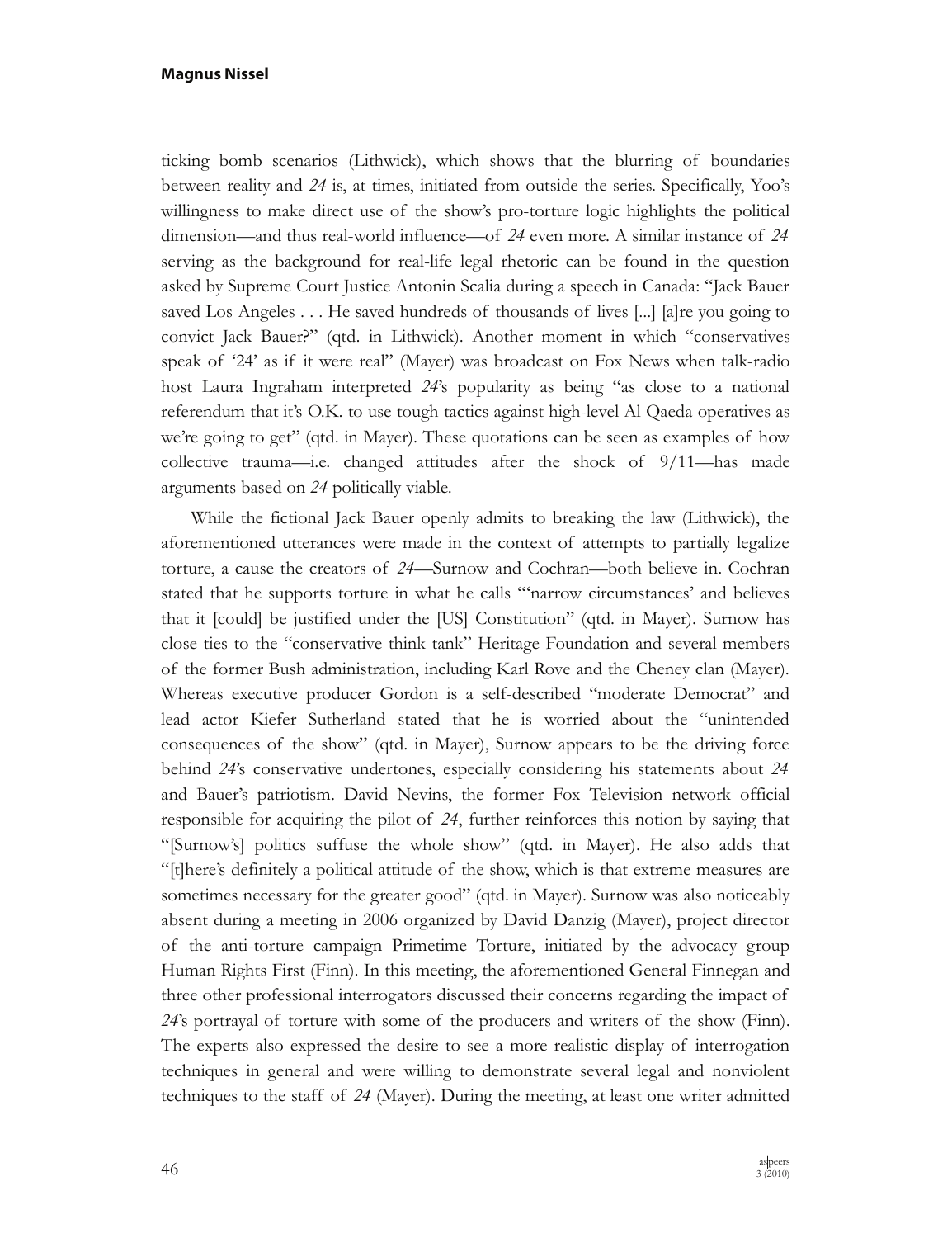ticking bomb scenarios (Lithwick), which shows that the blurring of boundaries between reality and *24* is, at times, initiated from outside the series. Specifically, Yoo's willingness to make direct use of the show's pro-torture logic highlights the political dimension—and thus real-world influence—of *24* even more. A similar instance of *24* serving as the background for real-life legal rhetoric can be found in the question asked by Supreme Court Justice Antonin Scalia during a speech in Canada: "Jack Bauer saved Los Angeles . . . He saved hundreds of thousands of lives [...] [a]re you going to convict Jack Bauer?" (qtd. in Lithwick). Another moment in which "conservatives speak of '24' as if it were real" (Mayer) was broadcast on Fox News when talk-radio host Laura Ingraham interpreted *24*'s popularity as being "as close to a national referendum that it's O.K. to use tough tactics against high-level Al Qaeda operatives as we're going to get" (qtd. in Mayer). These quotations can be seen as examples of how collective trauma—i.e. changed attitudes after the shock of 9/11—has made arguments based on *24* politically viable.

While the fictional Jack Bauer openly admits to breaking the law (Lithwick), the aforementioned utterances were made in the context of attempts to partially legalize torture, a cause the creators of *24*—Surnow and Cochran—both believe in. Cochran stated that he supports torture in what he calls "'narrow circumstances' and believes that it [could] be justified under the [US] Constitution" (qtd. in Mayer). Surnow has close ties to the "conservative think tank" Heritage Foundation and several members of the former Bush administration, including Karl Rove and the Cheney clan (Mayer). Whereas executive producer Gordon is a self-described "moderate Democrat" and lead actor Kiefer Sutherland stated that he is worried about the "unintended consequences of the show" (qtd. in Mayer), Surnow appears to be the driving force behind *24*'s conservative undertones, especially considering his statements about *24* and Bauer's patriotism. David Nevins, the former Fox Television network official responsible for acquiring the pilot of *24*, further reinforces this notion by saying that "[Surnow's] politics suffuse the whole show" (qtd. in Mayer). He also adds that "[t]here's definitely a political attitude of the show, which is that extreme measures are sometimes necessary for the greater good" (qtd. in Mayer). Surnow was also noticeably absent during a meeting in 2006 organized by David Danzig (Mayer), project director of the anti-torture campaign Primetime Torture, initiated by the advocacy group Human Rights First (Finn). In this meeting, the aforementioned General Finnegan and three other professional interrogators discussed their concerns regarding the impact of *24*'s portrayal of torture with some of the producers and writers of the show (Finn). The experts also expressed the desire to see a more realistic display of interrogation techniques in general and were willing to demonstrate several legal and nonviolent techniques to the staff of *24* (Mayer). During the meeting, at least one writer admitted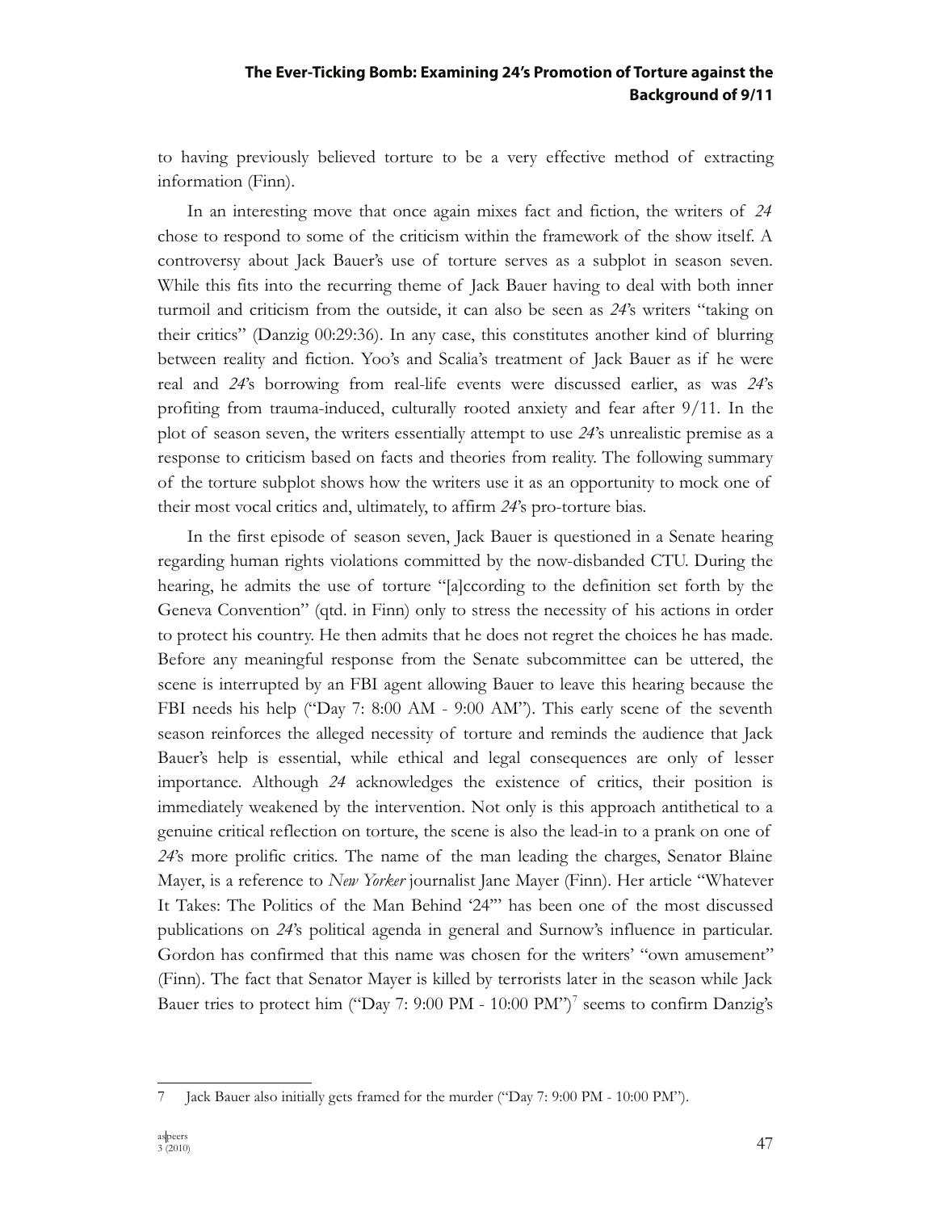to having previously believed torture to be a very effective method of extracting information (Finn).

In an interesting move that once again mixes fact and fiction, the writers of *24* chose to respond to some of the criticism within the framework of the show itself. A controversy about Jack Bauer's use of torture serves as a subplot in season seven. While this fits into the recurring theme of Jack Bauer having to deal with both inner turmoil and criticism from the outside, it can also be seen as *24*'s writers "taking on their critics" (Danzig 00:29:36). In any case, this constitutes another kind of blurring between reality and fiction. Yoo's and Scalia's treatment of Jack Bauer as if he were real and *24*'s borrowing from real-life events were discussed earlier, as was *24*'s profiting from trauma-induced, culturally rooted anxiety and fear after 9/11. In the plot of season seven, the writers essentially attempt to use *24*'s unrealistic premise as a response to criticism based on facts and theories from reality. The following summary of the torture subplot shows how the writers use it as an opportunity to mock one of their most vocal critics and, ultimately, to affirm *24*'s pro-torture bias.

In the first episode of season seven, Jack Bauer is questioned in a Senate hearing regarding human rights violations committed by the now-disbanded CTU. During the hearing, he admits the use of torture "[a]ccording to the definition set forth by the Geneva Convention" (qtd. in Finn) only to stress the necessity of his actions in order to protect his country. He then admits that he does not regret the choices he has made. Before any meaningful response from the Senate subcommittee can be uttered, the scene is interrupted by an FBI agent allowing Bauer to leave this hearing because the FBI needs his help ("Day 7: 8:00 AM - 9:00 AM"). This early scene of the seventh season reinforces the alleged necessity of torture and reminds the audience that Jack Bauer's help is essential, while ethical and legal consequences are only of lesser importance. Although *24* acknowledges the existence of critics, their position is immediately weakened by the intervention. Not only is this approach antithetical to a genuine critical reflection on torture, the scene is also the lead-in to a prank on one of *24*'s more prolific critics. The name of the man leading the charges, Senator Blaine Mayer, is a reference to *New Yorker* journalist Jane Mayer (Finn). Her article "Whatever It Takes: The Politics of the Man Behind '24'" has been one of the most discussed publications on *24*'s political agenda in general and Surnow's influence in particular. Gordon has confirmed that this name was chosen for the writers' "own amusement" (Finn). The fact that Senator Mayer is killed by terrorists later in the season while Jack Bauer tries to protect him ("Day 7: 9:00 PM - 10:00 PM")[7] seems to confirm Danzig's

7 Jack Bauer also initially gets framed for the murder ("Day 7: 9:00 PM - 10:00 PM").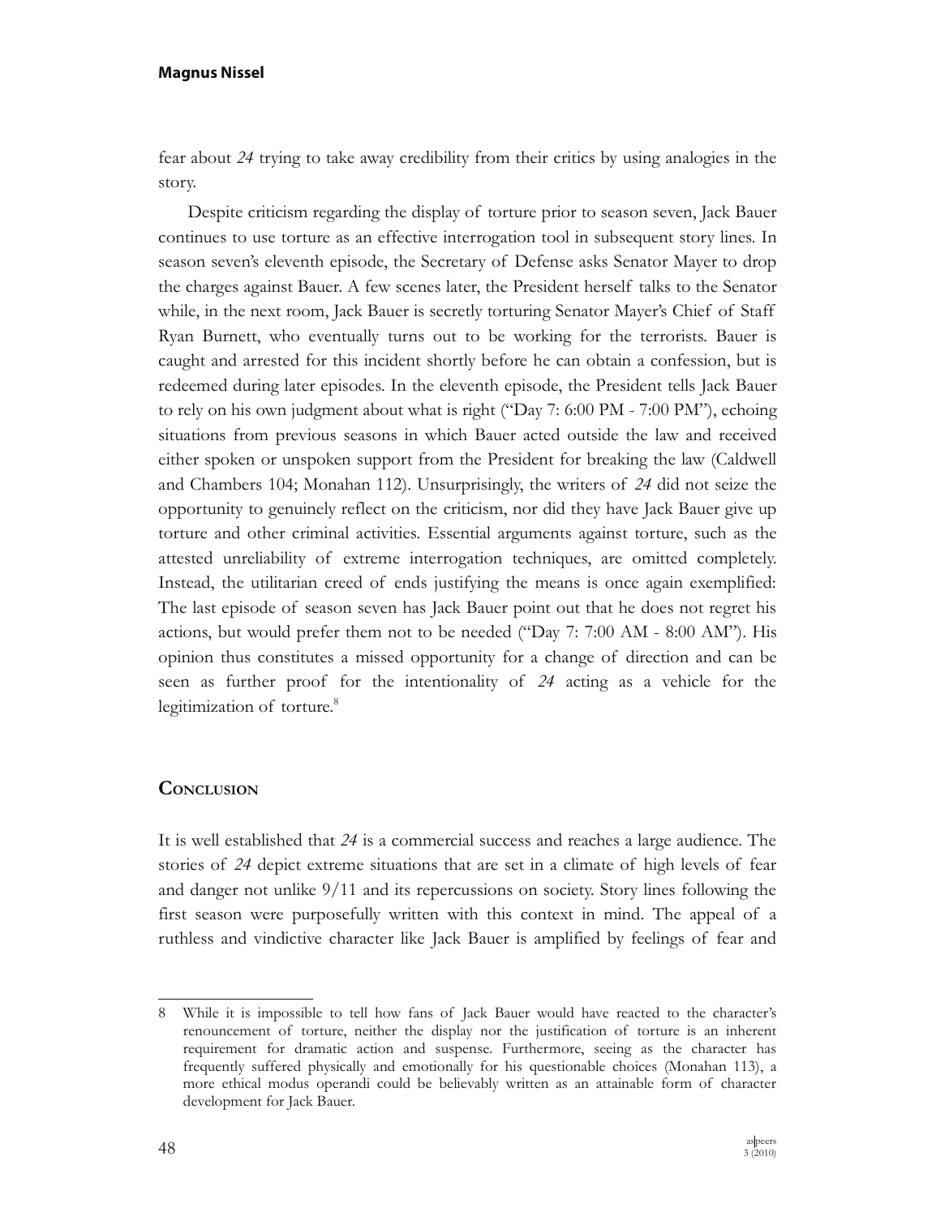fear about *24* trying to take away credibility from their critics by using analogies in the story.

Despite criticism regarding the display of torture prior to season seven, Jack Bauer continues to use torture as an effective interrogation tool in subsequent story lines. In season seven's eleventh episode, the Secretary of Defense asks Senator Mayer to drop the charges against Bauer. A few scenes later, the President herself talks to the Senator while, in the next room, Jack Bauer is secretly torturing Senator Mayer's Chief of Staff Ryan Burnett, who eventually turns out to be working for the terrorists. Bauer is caught and arrested for this incident shortly before he can obtain a confession, but is redeemed during later episodes. In the eleventh episode, the President tells Jack Bauer to rely on his own judgment about what is right ("Day 7: 6:00 PM - 7:00 PM"), echoing situations from previous seasons in which Bauer acted outside the law and received either spoken or unspoken support from the President for breaking the law (Caldwell and Chambers 104; Monahan 112). Unsurprisingly, the writers of *24* did not seize the opportunity to genuinely reflect on the criticism, nor did they have Jack Bauer give up torture and other criminal activities. Essential arguments against torture, such as the attested unreliability of extreme interrogation techniques, are omitted completely. Instead, the utilitarian creed of ends justifying the means is once again exemplified: The last episode of season seven has Jack Bauer point out that he does not regret his actions, but would prefer them not to be needed ("Day 7: 7:00 AM - 8:00 AM"). His opinion thus constitutes a missed opportunity for a change of direction and can be seen as further proof for the intentionality of *24* acting as a vehicle for the legitimization of torture.[8]

## Conclusion

It is well established that *24* is a commercial success and reaches a large audience. The stories of *24* depict extreme situations that are set in a climate of high levels of fear and danger not unlike 9/11 and its repercussions on society. Story lines following the first season were purposefully written with this context in mind. The appeal of a ruthless and vindictive character like Jack Bauer is amplified by feelings of fear and

8 While it is impossible to tell how fans of Jack Bauer would have reacted to the character's renouncement of torture, neither the display nor the justification of torture is an inherent requirement for dramatic action and suspense. Furthermore, seeing as the character has frequently suffered physically and emotionally for his questionable choices (Monahan 113), a more ethical modus operandi could be believably written as an attainable form of character development for Jack Bauer.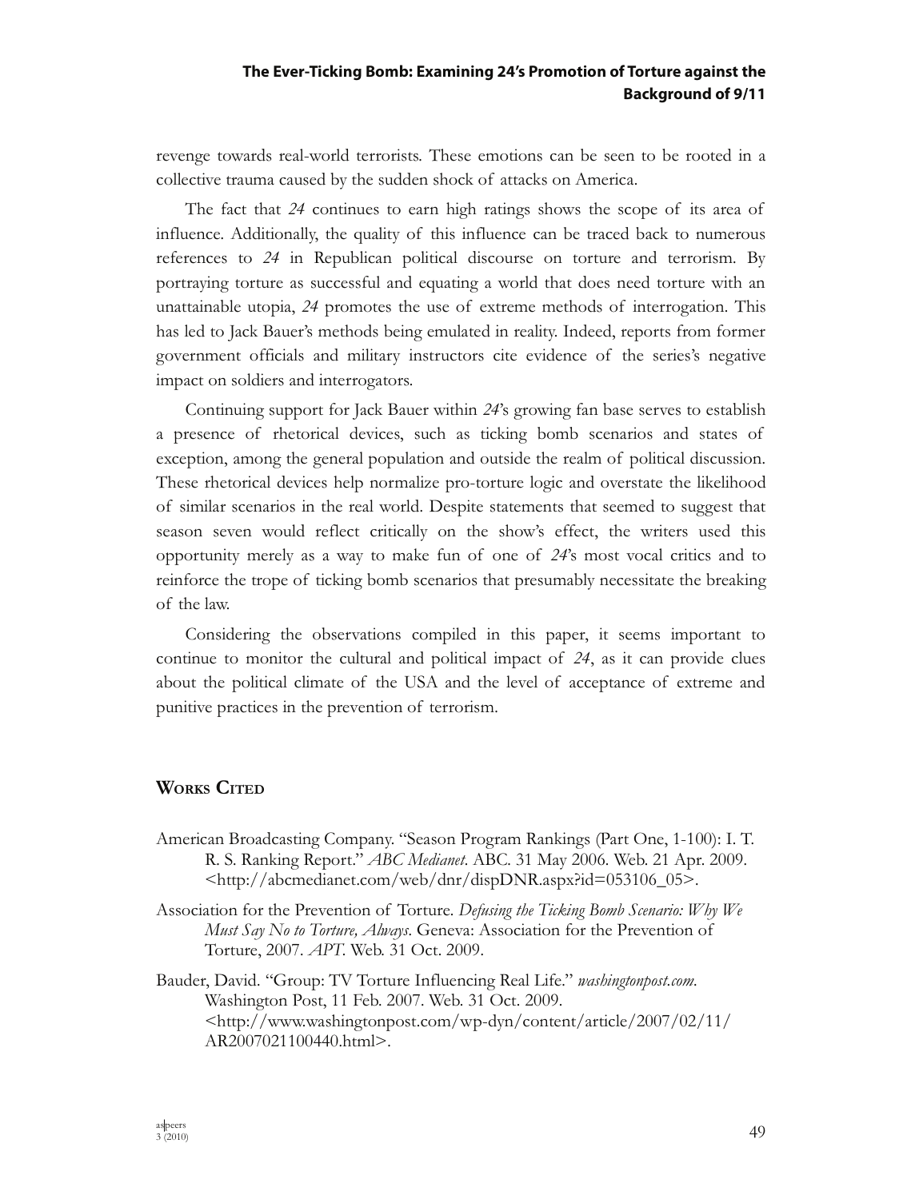revenge towards real-world terrorists. These emotions can be seen to be rooted in a collective trauma caused by the sudden shock of attacks on America.

The fact that *24* continues to earn high ratings shows the scope of its area of influence. Additionally, the quality of this influence can be traced back to numerous references to *24* in Republican political discourse on torture and terrorism. By portraying torture as successful and equating a world that does need torture with an unattainable utopia, *24* promotes the use of extreme methods of interrogation. This has led to Jack Bauer's methods being emulated in reality. Indeed, reports from former government officials and military instructors cite evidence of the series's negative impact on soldiers and interrogators.

Continuing support for Jack Bauer within *24*'s growing fan base serves to establish a presence of rhetorical devices, such as ticking bomb scenarios and states of exception, among the general population and outside the realm of political discussion. These rhetorical devices help normalize pro-torture logic and overstate the likelihood of similar scenarios in the real world. Despite statements that seemed to suggest that season seven would reflect critically on the show's effect, the writers used this opportunity merely as a way to make fun of one of *24*'s most vocal critics and to reinforce the trope of ticking bomb scenarios that presumably necessitate the breaking of the law.

Considering the observations compiled in this paper, it seems important to continue to monitor the cultural and political impact of *24*, as it can provide clues about the political climate of the USA and the level of acceptance of extreme and punitive practices in the prevention of terrorism.

## Works Cited

American Broadcasting Company. "Season Program Rankings (Part One, 1-100): I. T. R. S. Ranking Report." *ABC Medianet*. ABC. 31 May 2006. Web. 21 Apr. 2009. <http://abcmedianet.com/web/dnr/dispDNR.aspx?id=053106_05>.

Association for the Prevention of Torture. *Defusing the Ticking Bomb Scenario: Why We Must Say No to Torture, Always*. Geneva: Association for the Prevention of Torture, 2007. *APT*. Web. 31 Oct. 2009.

Bauder, David. "Group: TV Torture Influencing Real Life." *washingtonpost.com*. Washington Post, 11 Feb. 2007. Web. 31 Oct. 2009. <http://www.washingtonpost.com/wp-dyn/content/article/2007/02/11/AR2007021100440.html>.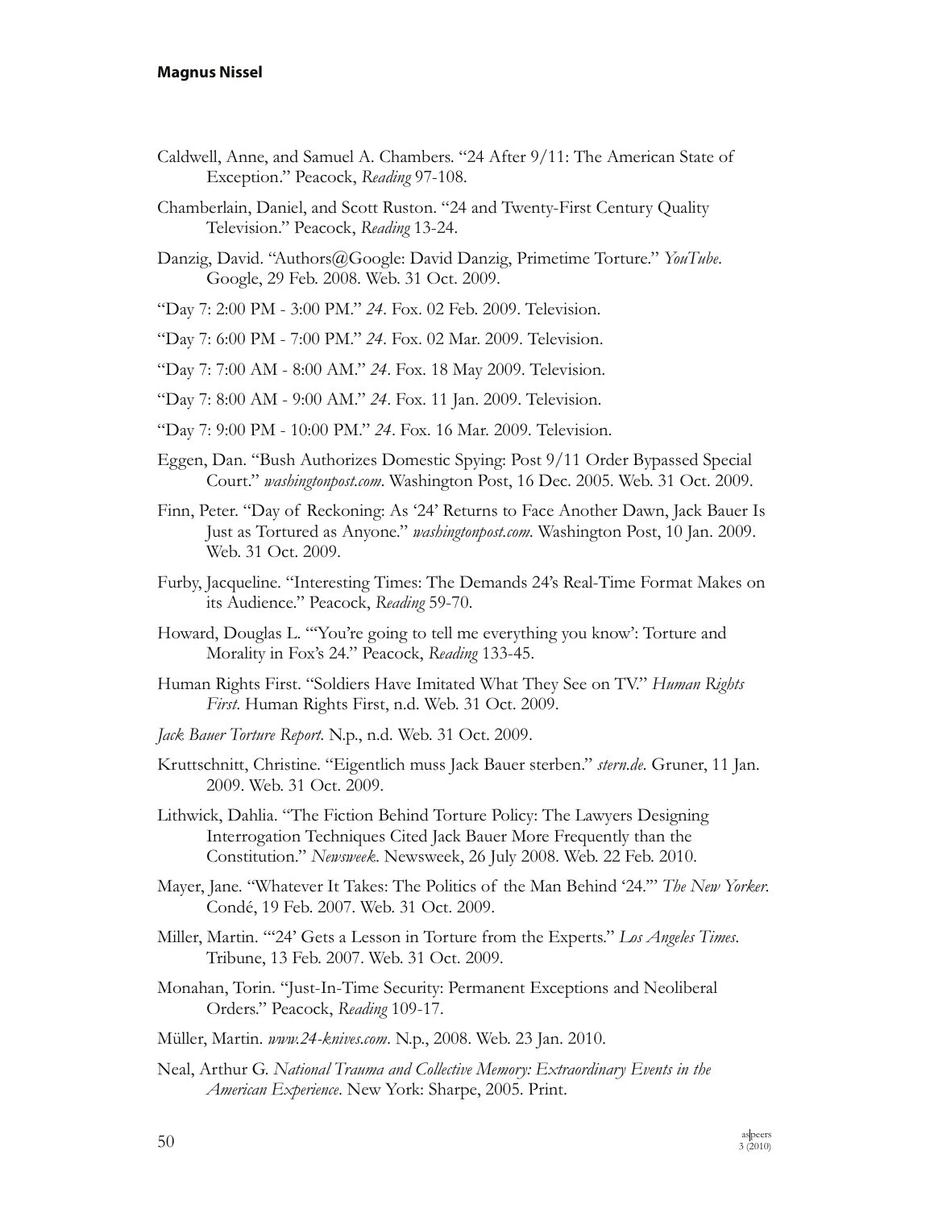Caldwell, Anne, and Samuel A. Chambers. "24 After 9/11: The American State of Exception." Peacock, *Reading* 97-108.

Chamberlain, Daniel, and Scott Ruston. "24 and Twenty-First Century Quality Television." Peacock, *Reading* 13-24.

Danzig, David. "Authors@Google: David Danzig, Primetime Torture." *YouTube*. Google, 29 Feb. 2008. Web. 31 Oct. 2009.

"Day 7: 2:00 PM - 3:00 PM." *24*. Fox. 02 Feb. 2009. Television.

"Day 7: 6:00 PM - 7:00 PM." *24*. Fox. 02 Mar. 2009. Television.

"Day 7: 7:00 AM - 8:00 AM." *24*. Fox. 18 May 2009. Television.

"Day 7: 8:00 AM - 9:00 AM." *24*. Fox. 11 Jan. 2009. Television.

"Day 7: 9:00 PM - 10:00 PM." *24*. Fox. 16 Mar. 2009. Television.

Eggen, Dan. "Bush Authorizes Domestic Spying: Post 9/11 Order Bypassed Special Court." *washingtonpost.com*. Washington Post, 16 Dec. 2005. Web. 31 Oct. 2009.

Finn, Peter. "Day of Reckoning: As '24' Returns to Face Another Dawn, Jack Bauer Is Just as Tortured as Anyone." *washingtonpost.com*. Washington Post, 10 Jan. 2009. Web. 31 Oct. 2009.

Furby, Jacqueline. "Interesting Times: The Demands 24's Real-Time Format Makes on its Audience." Peacock, *Reading* 59-70.

Howard, Douglas L. "'You're going to tell me everything you know': Torture and Morality in Fox's 24." Peacock, *Reading* 133-45.

Human Rights First. "Soldiers Have Imitated What They See on TV." *Human Rights First*. Human Rights First, n.d. Web. 31 Oct. 2009.

*Jack Bauer Torture Report*. N.p., n.d. Web. 31 Oct. 2009.

Kruttschnitt, Christine. "Eigentlich muss Jack Bauer sterben." *stern.de*. Gruner, 11 Jan. 2009. Web. 31 Oct. 2009.

Lithwick, Dahlia. "The Fiction Behind Torture Policy: The Lawyers Designing Interrogation Techniques Cited Jack Bauer More Frequently than the Constitution." *Newsweek*. Newsweek, 26 July 2008. Web. 22 Feb. 2010.

Mayer, Jane. "Whatever It Takes: The Politics of the Man Behind '24.'" *The New Yorker*. Condé, 19 Feb. 2007. Web. 31 Oct. 2009.

Miller, Martin. "'24' Gets a Lesson in Torture from the Experts." *Los Angeles Times*. Tribune, 13 Feb. 2007. Web. 31 Oct. 2009.

Monahan, Torin. "Just-In-Time Security: Permanent Exceptions and Neoliberal Orders." Peacock, *Reading* 109-17.

Müller, Martin. *www.24-knives.com*. N.p., 2008. Web. 23 Jan. 2010.

Neal, Arthur G. *National Trauma and Collective Memory: Extraordinary Events in the American Experience*. New York: Sharpe, 2005. Print.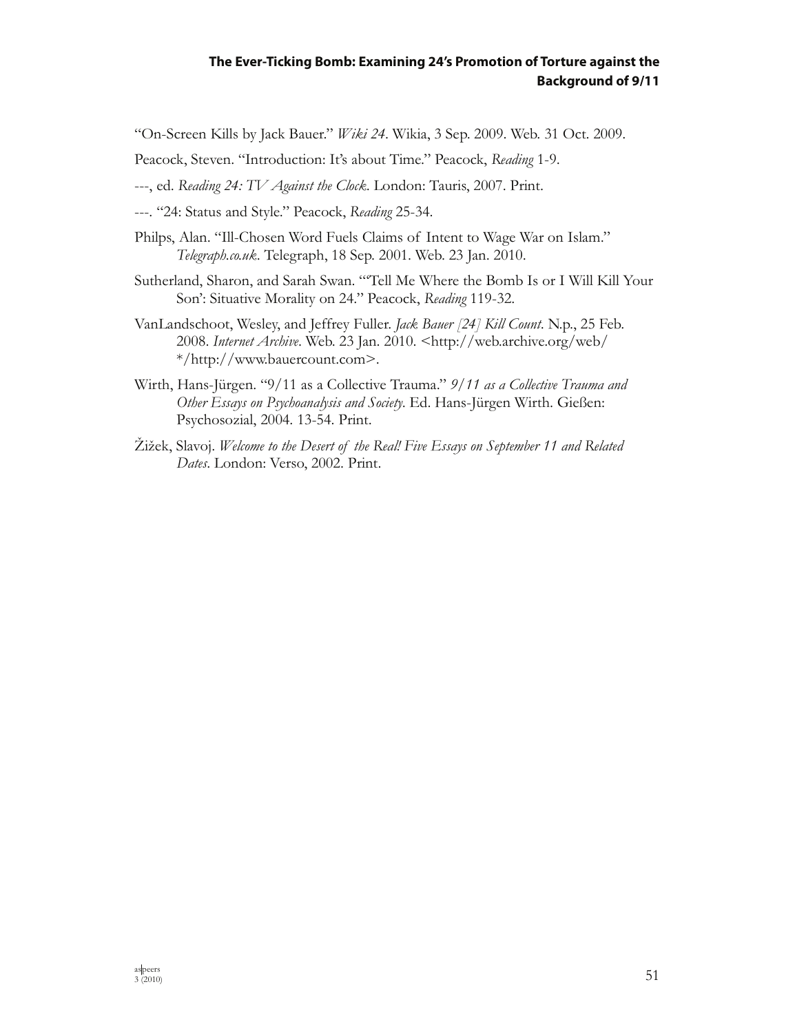"On-Screen Kills by Jack Bauer." *Wiki 24*. Wikia, 3 Sep. 2009. Web. 31 Oct. 2009.

Peacock, Steven. "Introduction: It's about Time." Peacock, *Reading* 1-9.

---, ed. *Reading 24: TV Against the Clock*. London: Tauris, 2007. Print.

---. "24: Status and Style." Peacock, *Reading* 25-34.

Philps, Alan. "Ill-Chosen Word Fuels Claims of Intent to Wage War on Islam." *Telegraph.co.uk*. Telegraph, 18 Sep. 2001. Web. 23 Jan. 2010.

Sutherland, Sharon, and Sarah Swan. "'Tell Me Where the Bomb Is or I Will Kill Your Son': Situative Morality on 24." Peacock, *Reading* 119-32.

VanLandschoot, Wesley, and Jeffrey Fuller. *Jack Bauer [24] Kill Count*. N.p., 25 Feb. 2008. *Internet Archive*. Web. 23 Jan. 2010. <http://web.archive.org/web/*/http://www.bauercount.com>.

Wirth, Hans-Jürgen. "9/11 as a Collective Trauma." *9/11 as a Collective Trauma and Other Essays on Psychoanalysis and Society*. Ed. Hans-Jürgen Wirth. Gießen: Psychosozial, 2004. 13-54. Print.

Žižek, Slavoj. *Welcome to the Desert of the Real! Five Essays on September 11 and Related Dates*. London: Verso, 2002. Print.